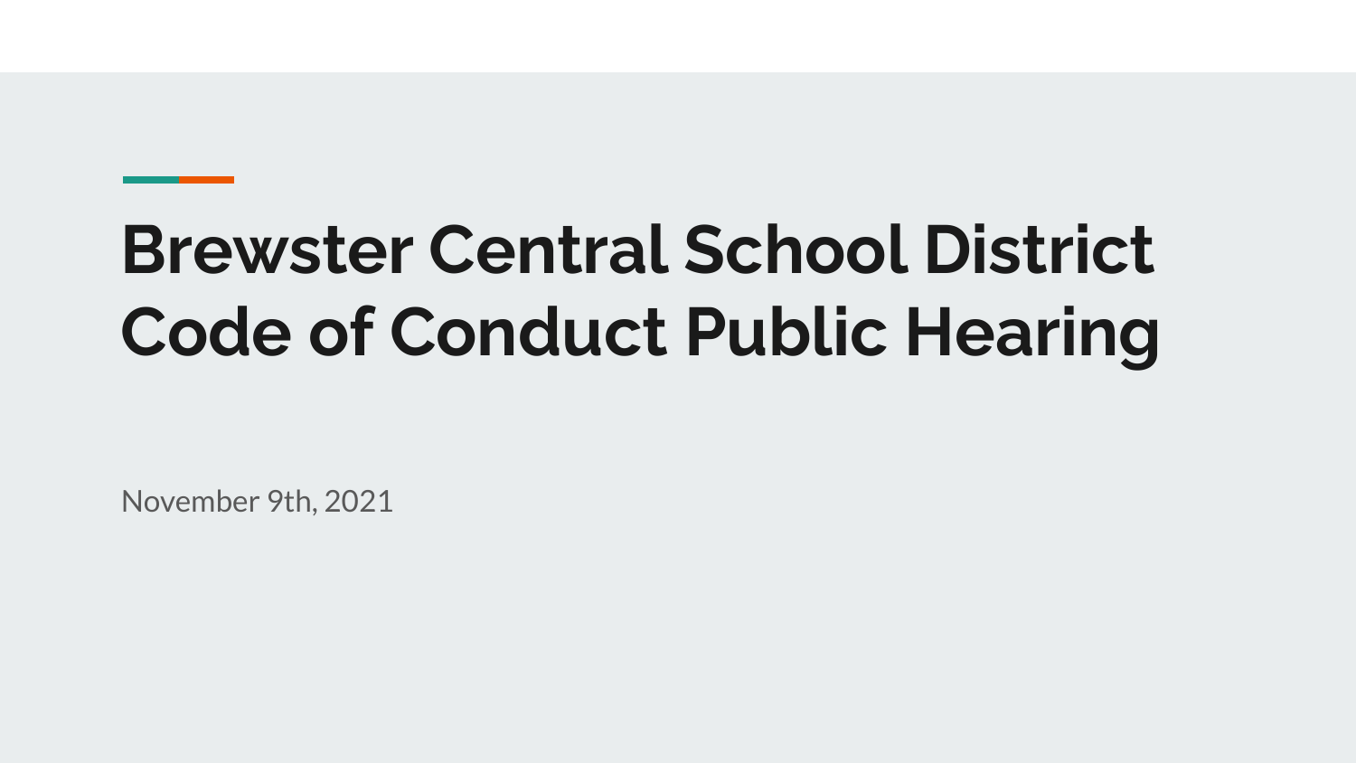# Brewster Central School District Code of Conduct Public Hearing

November 9th, 2021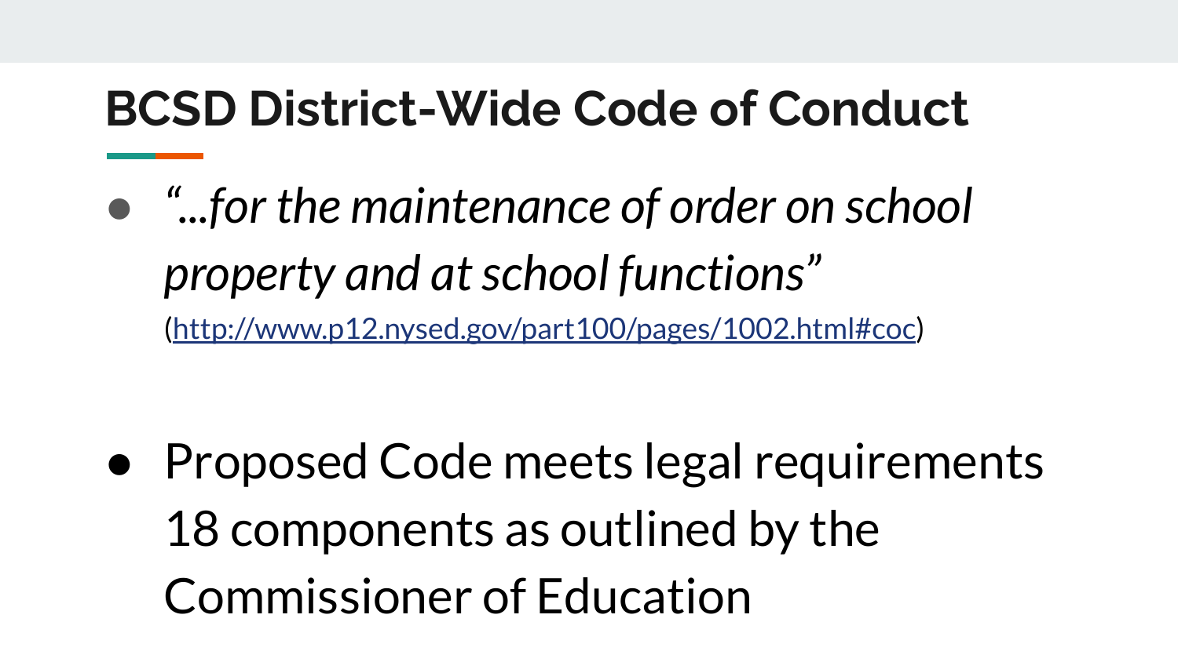# BCSD District-Wide Code of Conduct

- *"...for the maintenance of order on school property and at school functions"* ([http://www.p12.nysed.gov/part100/pages/1002.html#coc](http://www.p12.nysed.gov/part100/pages/1002.html#coc))

- Proposed Code meets legal requirements 18 components as outlined by the Commissioner of Education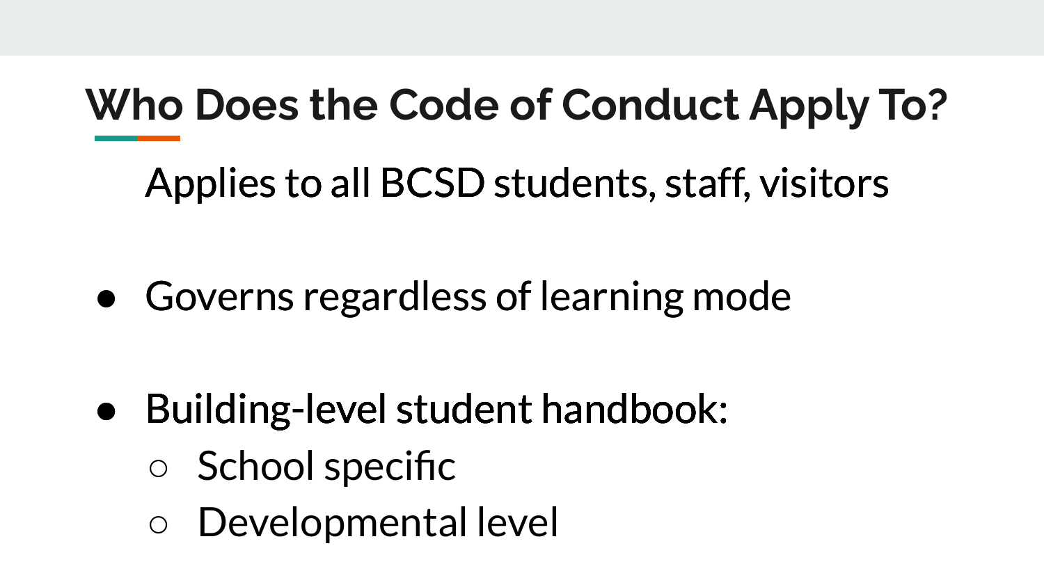# Who Does the Code of Conduct Apply To?

Applies to all BCSD students, staff, visitors

- Governs regardless of learning mode
- Building-level student handbook:
  - School specific
  - Developmental level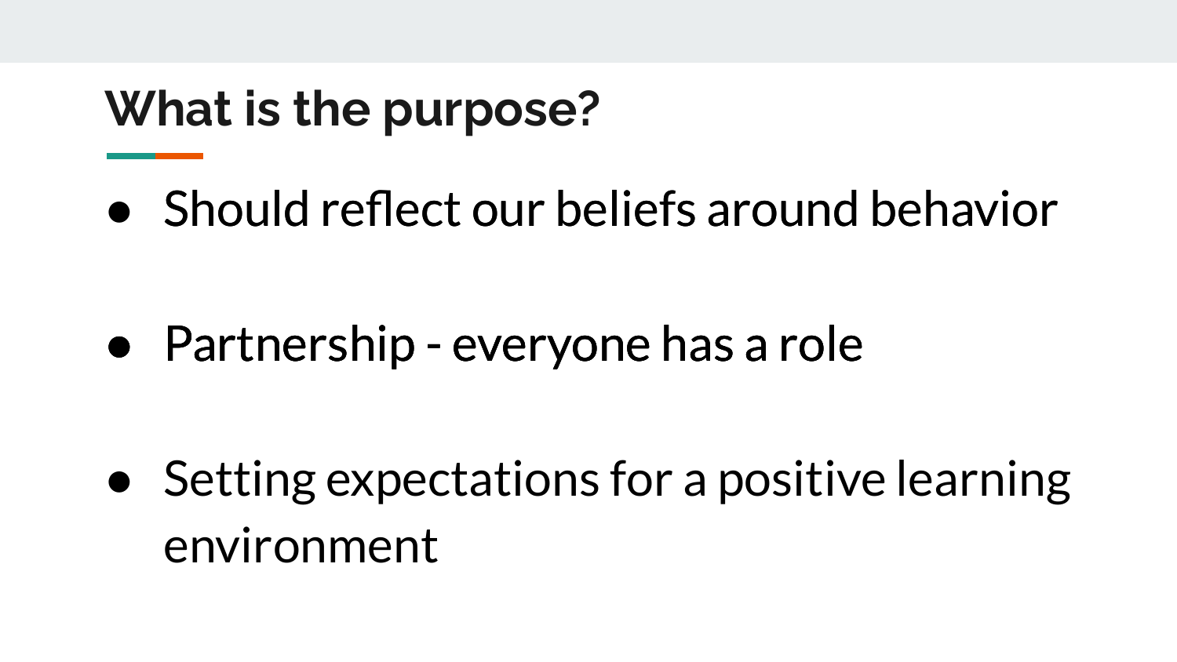## What is the purpose?

- Should reflect our beliefs around behavior

- Partnership - everyone has a role

- Setting expectations for a positive learning environment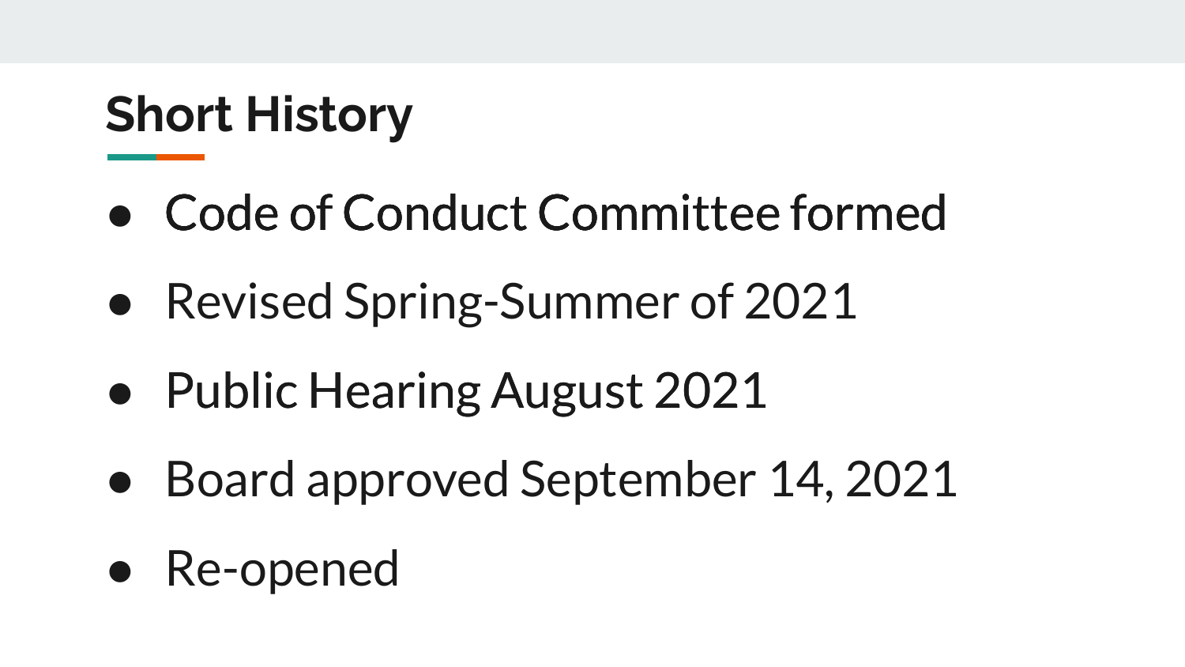## Short History

- Code of Conduct Committee formed
- Revised Spring-Summer of 2021
- Public Hearing August 2021
- Board approved September 14, 2021
- Re-opened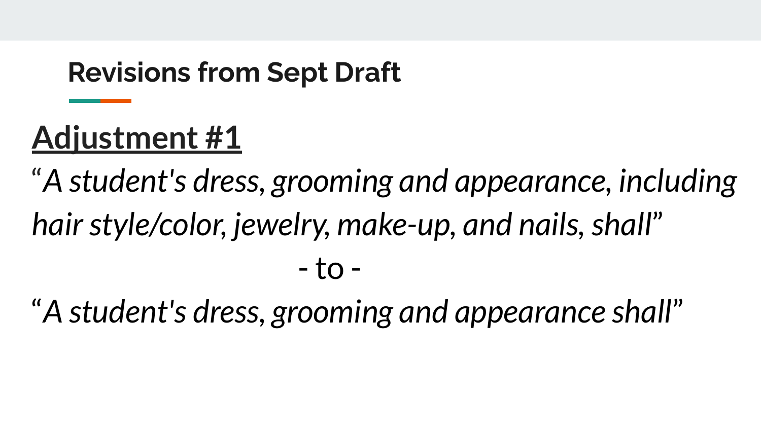## Revisions from Sept Draft

**Adjustment #1**

*“A student's dress, grooming and appearance, including hair style/color, jewelry, make-up, and nails, shall”*

\- to -

*“A student's dress, grooming and appearance shall”*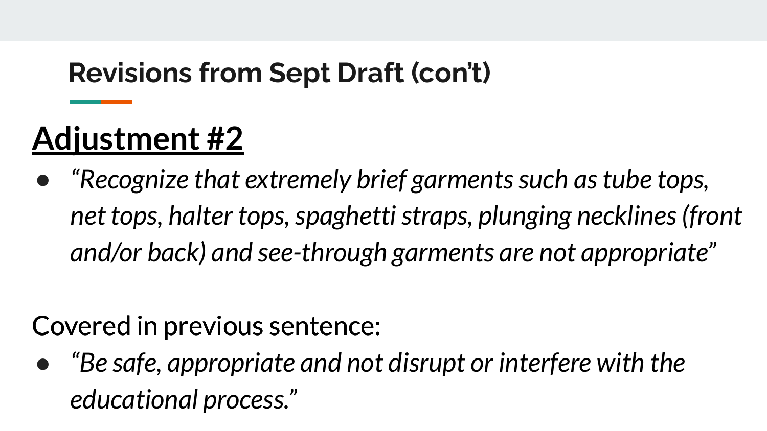## Revisions from Sept Draft (con't)

# Adjustment #2

- *"Recognize that extremely brief garments such as tube tops, net tops, halter tops, spaghetti straps, plunging necklines (front and/or back) and see-through garments are not appropriate"*

Covered in previous sentence:

- *"Be safe, appropriate and not disrupt or interfere with the educational process."*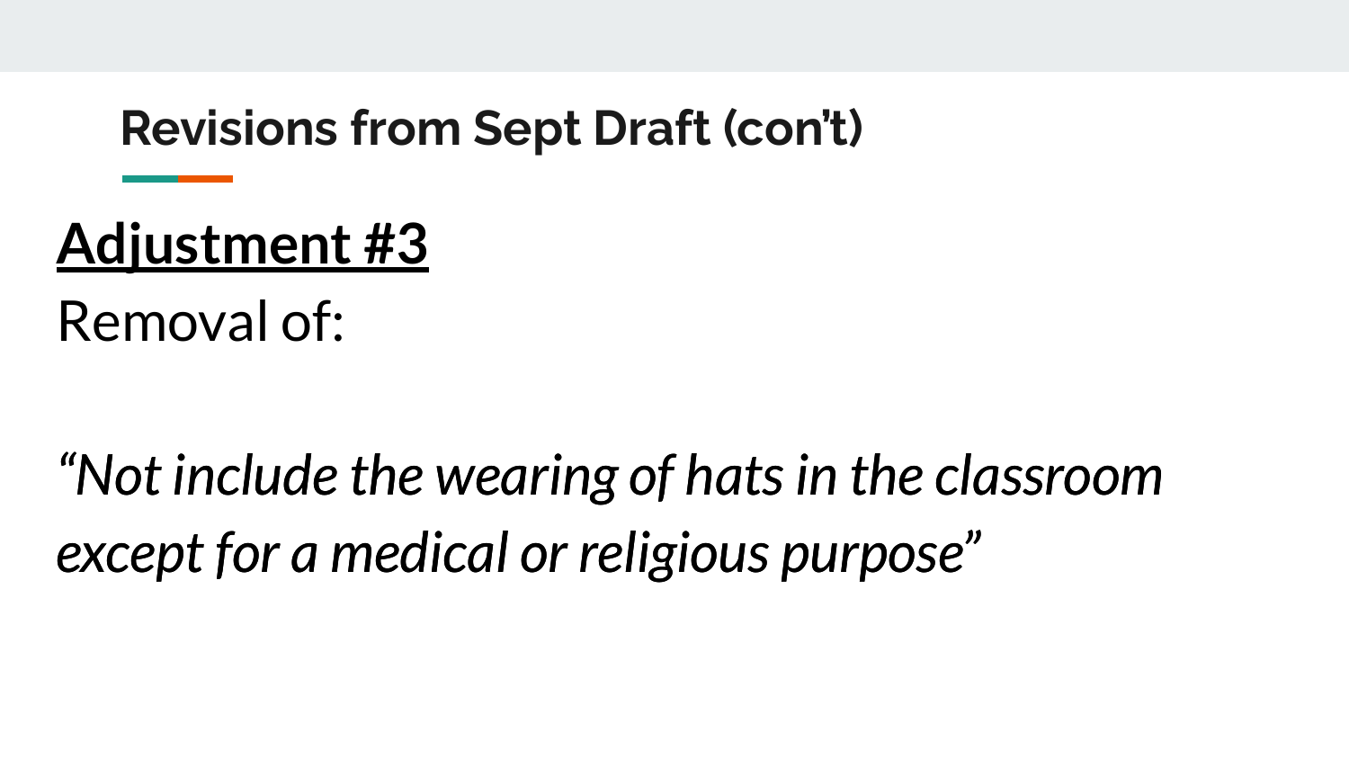## Revisions from Sept Draft (con't)

**Adjustment #3**

Removal of:

*"Not include the wearing of hats in the classroom except for a medical or religious purpose"*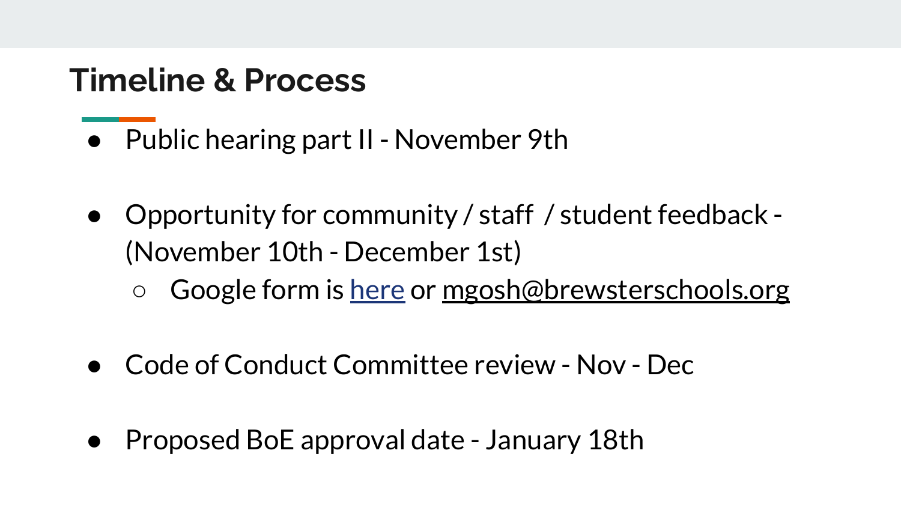## Timeline & Process

- Public hearing part II - November 9th

- Opportunity for community / staff / student feedback - (November 10th - December 1st)
  - Google form is here or mgosh@brewsterschools.org

- Code of Conduct Committee review - Nov - Dec

- Proposed BoE approval date - January 18th